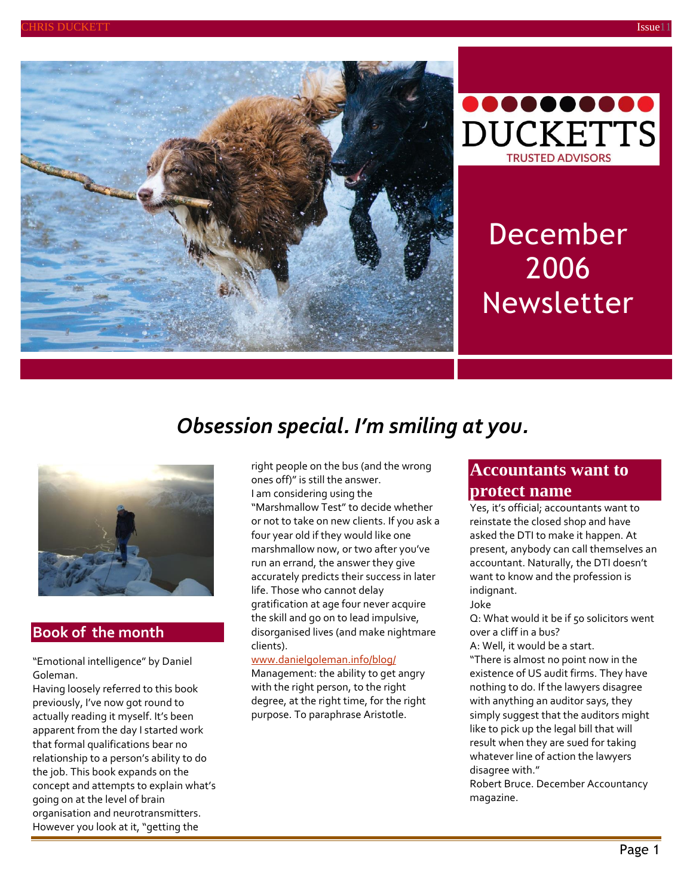DUCKETTS

TRUSTED ADVISORS

# December 2006 Newsletter

## *Obsession special. I'm smiling at you.*

## Book of the month

"Emotional intelligence" by Daniel Goleman.

Having loosely referred to this book previously, I've now got round to actually reading it myself. It's been apparent from the day I started work that formal qualifications bear no relationship to a person's ability to do the job. This book expands on the concept and attempts to explain what's going on at the level of brain organisation and neurotransmitters. However you look at it, "getting the right people on the bus (and the wrong ones off)" is still the answer.

I am considering using the "Marshmallow Test" to decide whether or not to take on new clients. If you ask a four year old if they would like one marshmallow now, or two after you've run an errand, the answer they give accurately predicts their success in later life. Those who cannot delay gratification at age four never acquire the skill and go on to lead impulsive, disorganised lives (and make nightmare clients).

www.danielgoleman.info/blog/

Management: the ability to get angry with the right person, to the right degree, at the right time, for the right purpose. To paraphrase Aristotle.

## Accountants want to protect name

Yes, it's official; accountants want to reinstate the closed shop and have asked the DTI to make it happen. At present, anybody can call themselves an accountant. Naturally, the DTI doesn't want to know and the profession is indignant.

Joke

Q: What would it be if 50 solicitors went over a cliff in a bus?

A: Well, it would be a start.

"There is almost no point now in the existence of US audit firms. They have nothing to do. If the lawyers disagree with anything an auditor says, they simply suggest that the auditors might like to pick up the legal bill that will result when they are sued for taking whatever line of action the lawyers disagree with."

Robert Bruce. December Accountancy magazine.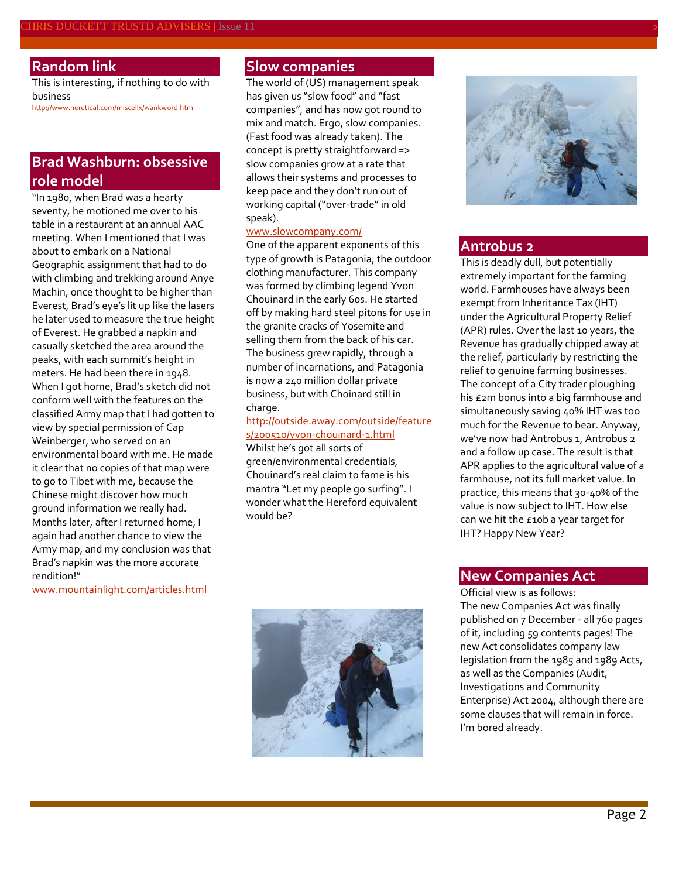## Random link

This is interesting, if nothing to do with business

http://www.heretical.com/miscellx/wankword.html

## Brad Washburn: obsessive role model

"In 1980, when Brad was a hearty seventy, he motioned me over to his table in a restaurant at an annual AAC meeting. When I mentioned that I was about to embark on a National Geographic assignment that had to do with climbing and trekking around Anye Machin, once thought to be higher than Everest, Brad's eye's lit up like the lasers he later used to measure the true height of Everest. He grabbed a napkin and casually sketched the area around the peaks, with each summit's height in meters. He had been there in 1948. When I got home, Brad's sketch did not conform well with the features on the classified Army map that I had gotten to view by special permission of Cap Weinberger, who served on an environmental board with me. He made it clear that no copies of that map were to go to Tibet with me, because the Chinese might discover how much ground information we really had. Months later, after I returned home, I again had another chance to view the Army map, and my conclusion was that Brad's napkin was the more accurate rendition!"

www.mountainlight.com/articles.html

## Slow companies

The world of (US) management speak has given us "slow food" and "fast companies", and has now got round to mix and match. Ergo, slow companies. (Fast food was already taken). The concept is pretty straightforward => slow companies grow at a rate that allows their systems and processes to keep pace and they don't run out of working capital ("over-trade" in old speak).

www.slowcompany.com/

One of the apparent exponents of this type of growth is Patagonia, the outdoor clothing manufacturer. This company was formed by climbing legend Yvon Chouinard in the early 60s. He started off by making hard steel pitons for use in the granite cracks of Yosemite and selling them from the back of his car. The business grew rapidly, through a number of incarnations, and Patagonia is now a 240 million dollar private business, but with Choinard still in charge.

http://outside.away.com/outside/features/200510/yvon-chouinard-1.html

Whilst he's got all sorts of green/environmental credentials, Chouinard's real claim to fame is his mantra "Let my people go surfing". I wonder what the Hereford equivalent would be?

## Antrobus 2

This is deadly dull, but potentially extremely important for the farming world. Farmhouses have always been exempt from Inheritance Tax (IHT) under the Agricultural Property Relief (APR) rules. Over the last 10 years, the Revenue has gradually chipped away at the relief, particularly by restricting the relief to genuine farming businesses. The concept of a City trader ploughing his £2m bonus into a big farmhouse and simultaneously saving 40% IHT was too much for the Revenue to bear. Anyway, we've now had Antrobus 1, Antrobus 2 and a follow up case. The result is that APR applies to the agricultural value of a farmhouse, not its full market value. In practice, this means that 30-40% of the value is now subject to IHT. How else can we hit the £10b a year target for IHT? Happy New Year?

## New Companies Act

Official view is as follows:

The new Companies Act was finally published on 7 December - all 760 pages of it, including 59 contents pages! The new Act consolidates company law legislation from the 1985 and 1989 Acts, as well as the Companies (Audit, Investigations and Community Enterprise) Act 2004, although there are some clauses that will remain in force. I'm bored already.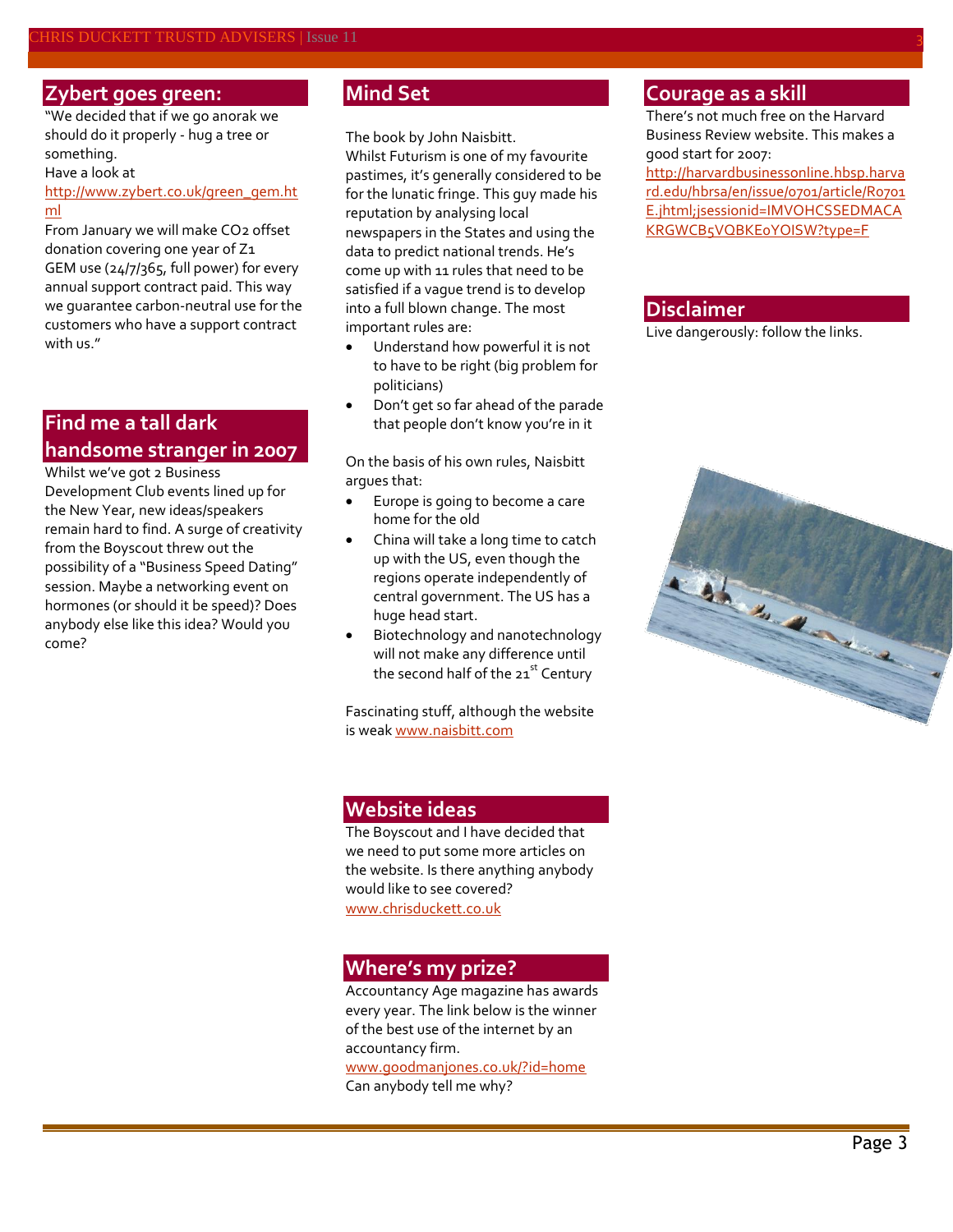## Zybert goes green:

"We decided that if we go anorak we should do it properly - hug a tree or something.

Have a look at [http://www.zybert.co.uk/green_gem.html](http://www.zybert.co.uk/green_gem.html)

From January we will make $CO_2$ offset donation covering one year of Z1 GEM use (24/7/365, full power) for every annual support contract paid. This way we guarantee carbon-neutral use for the customers who have a support contract with us."

## Find me a tall dark handsome stranger in 2007

Whilst we've got 2 Business Development Club events lined up for the New Year, new ideas/speakers remain hard to find. A surge of creativity from the Boyscout threw out the possibility of a "Business Speed Dating" session. Maybe a networking event on hormones (or should it be speed)? Does anybody else like this idea? Would you come?

## Mind Set

The book by John Naisbitt.

Whilst Futurism is one of my favourite pastimes, it's generally considered to be for the lunatic fringe. This guy made his reputation by analysing local newspapers in the States and using the data to predict national trends. He's come up with 11 rules that need to be satisfied if a vague trend is to develop into a full blown change. The most important rules are:

- Understand how powerful it is not to have to be right (big problem for politicians)
- Don't get so far ahead of the parade that people don't know you're in it

On the basis of his own rules, Naisbitt argues that:

- Europe is going to become a care home for the old
- China will take a long time to catch up with the US, even though the regions operate independently of central government. The US has a huge head start.
- Biotechnology and nanotechnology will not make any difference until the second half of the 21st Century

Fascinating stuff, although the website is weak [www.naisbitt.com](http://www.naisbitt.com)

## Website ideas

The Boyscout and I have decided that we need to put some more articles on the website. Is there anything anybody would like to see covered? [www.chrisduckett.co.uk](http://www.chrisduckett.co.uk)

## Where's my prize?

Accountancy Age magazine has awards every year. The link below is the winner of the best use of the internet by an accountancy firm.

[www.goodmanjones.co.uk/?id=home](http://www.goodmanjones.co.uk/?id=home)

Can anybody tell me why?

## Courage as a skill

There's not much free on the Harvard Business Review website. This makes a good start for 2007:

[http://harvardbusinessonline.hbsp.harvard.edu/hbrsa/en/issue/0701/article/R0701E.jhtml;jsessionid=IMVOHCSSEDMACAKRGWCB5VQBKE0YOISW?type=F](http://harvardbusinessonline.hbsp.harvard.edu/hbrsa/en/issue/0701/article/R0701E.jhtml;jsessionid=IMVOHCSSEDMACAKRGWCB5VQBKE0YOISW?type=F)

## Disclaimer

Live dangerously: follow the links.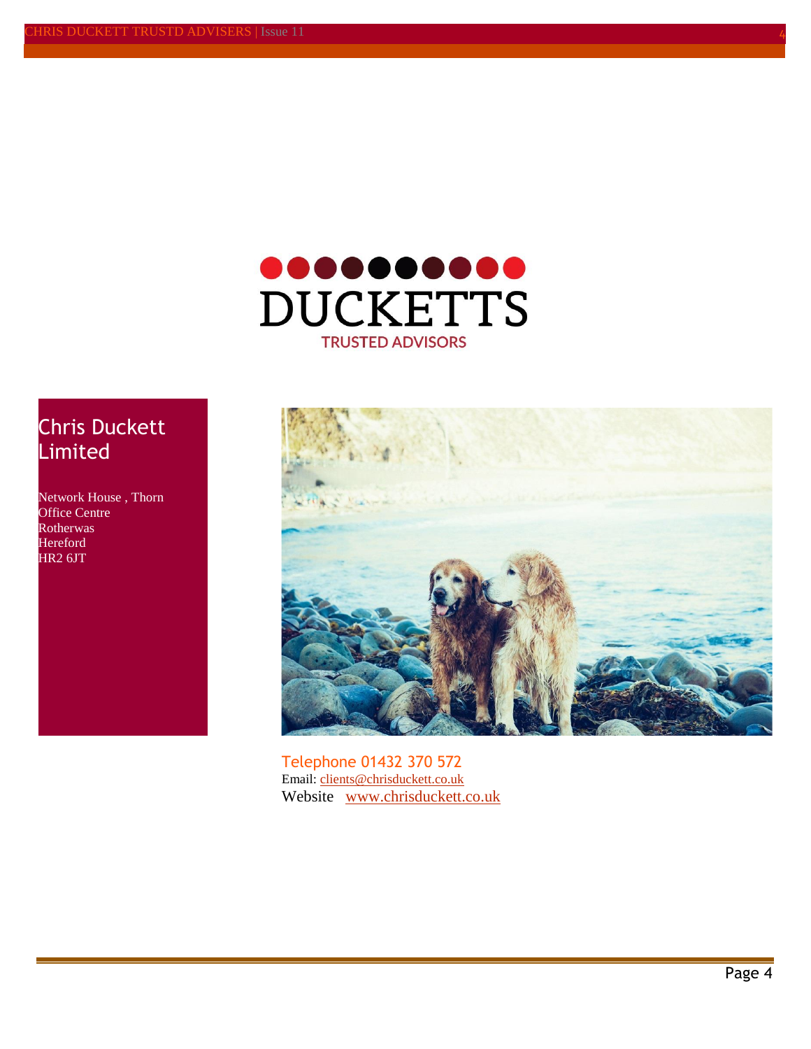DUCKETTS

TRUSTED ADVISORS

## Chris Duckett Limited

Network House , Thorn Office Centre
Rotherwas
Hereford
HR2 6JT

Telephone 01432 370 572
Email: clients@chrisduckett.co.uk
Website www.chrisduckett.co.uk